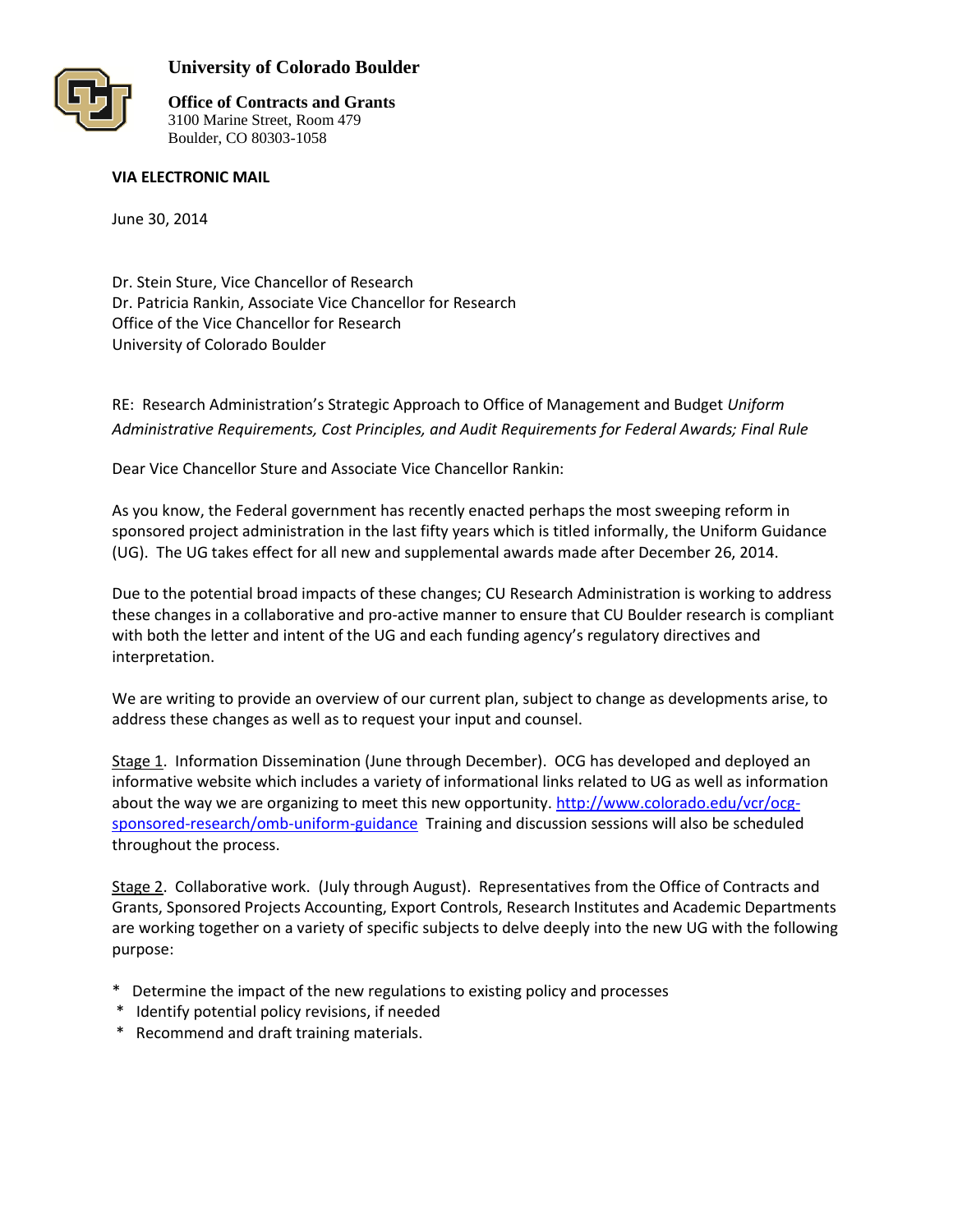# University of Colorado Boulder

**Office of Contracts and Grants**
3100 Marine Street, Room 479
Boulder, CO 80303-1058

**VIA ELECTRONIC MAIL**

June 30, 2014

Dr. Stein Sture, Vice Chancellor of Research
Dr. Patricia Rankin, Associate Vice Chancellor for Research
Office of the Vice Chancellor for Research
University of Colorado Boulder

RE: Research Administration's Strategic Approach to Office of Management and Budget *Uniform Administrative Requirements, Cost Principles, and Audit Requirements for Federal Awards; Final Rule*

Dear Vice Chancellor Sture and Associate Vice Chancellor Rankin:

As you know, the Federal government has recently enacted perhaps the most sweeping reform in sponsored project administration in the last fifty years which is titled informally, the Uniform Guidance (UG). The UG takes effect for all new and supplemental awards made after December 26, 2014.

Due to the potential broad impacts of these changes; CU Research Administration is working to address these changes in a collaborative and pro-active manner to ensure that CU Boulder research is compliant with both the letter and intent of the UG and each funding agency's regulatory directives and interpretation.

We are writing to provide an overview of our current plan, subject to change as developments arise, to address these changes as well as to request your input and counsel.

Stage 1. Information Dissemination (June through December). OCG has developed and deployed an informative website which includes a variety of informational links related to UG as well as information about the way we are organizing to meet this new opportunity. [http://www.colorado.edu/vcr/ocg-sponsored-research/omb-uniform-guidance](http://www.colorado.edu/vcr/ocg-sponsored-research/omb-uniform-guidance) Training and discussion sessions will also be scheduled throughout the process.

Stage 2. Collaborative work. (July through August). Representatives from the Office of Contracts and Grants, Sponsored Projects Accounting, Export Controls, Research Institutes and Academic Departments are working together on a variety of specific subjects to delve deeply into the new UG with the following purpose:

* Determine the impact of the new regulations to existing policy and processes
* Identify potential policy revisions, if needed
* Recommend and draft training materials.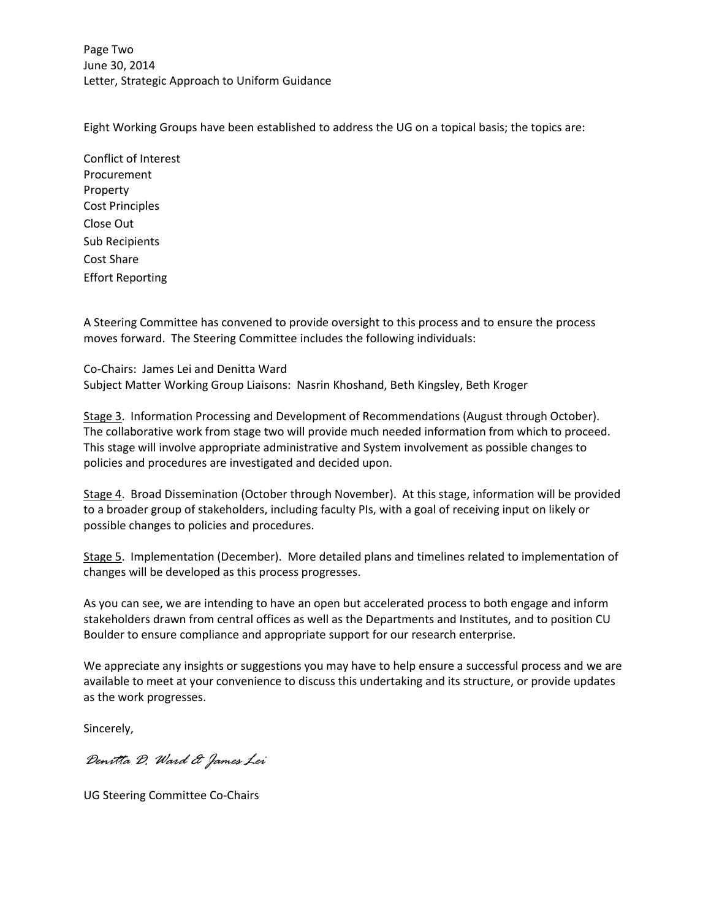Eight Working Groups have been established to address the UG on a topical basis; the topics are:

Conflict of Interest
Procurement
Property
Cost Principles
Close Out
Sub Recipients
Cost Share
Effort Reporting

A Steering Committee has convened to provide oversight to this process and to ensure the process moves forward. The Steering Committee includes the following individuals:

Co-Chairs: James Lei and Denitta Ward
Subject Matter Working Group Liaisons: Nasrin Khoshand, Beth Kingsley, Beth Kroger

Stage 3. Information Processing and Development of Recommendations (August through October). The collaborative work from stage two will provide much needed information from which to proceed. This stage will involve appropriate administrative and System involvement as possible changes to policies and procedures are investigated and decided upon.

Stage 4. Broad Dissemination (October through November). At this stage, information will be provided to a broader group of stakeholders, including faculty PIs, with a goal of receiving input on likely or possible changes to policies and procedures.

Stage 5. Implementation (December). More detailed plans and timelines related to implementation of changes will be developed as this process progresses.

As you can see, we are intending to have an open but accelerated process to both engage and inform stakeholders drawn from central offices as well as the Departments and Institutes, and to position CU Boulder to ensure compliance and appropriate support for our research enterprise.

We appreciate any insights or suggestions you may have to help ensure a successful process and we are available to meet at your convenience to discuss this undertaking and its structure, or provide updates as the work progresses.

Sincerely,

*Denitta D. Ward & James Lei*

UG Steering Committee Co-Chairs